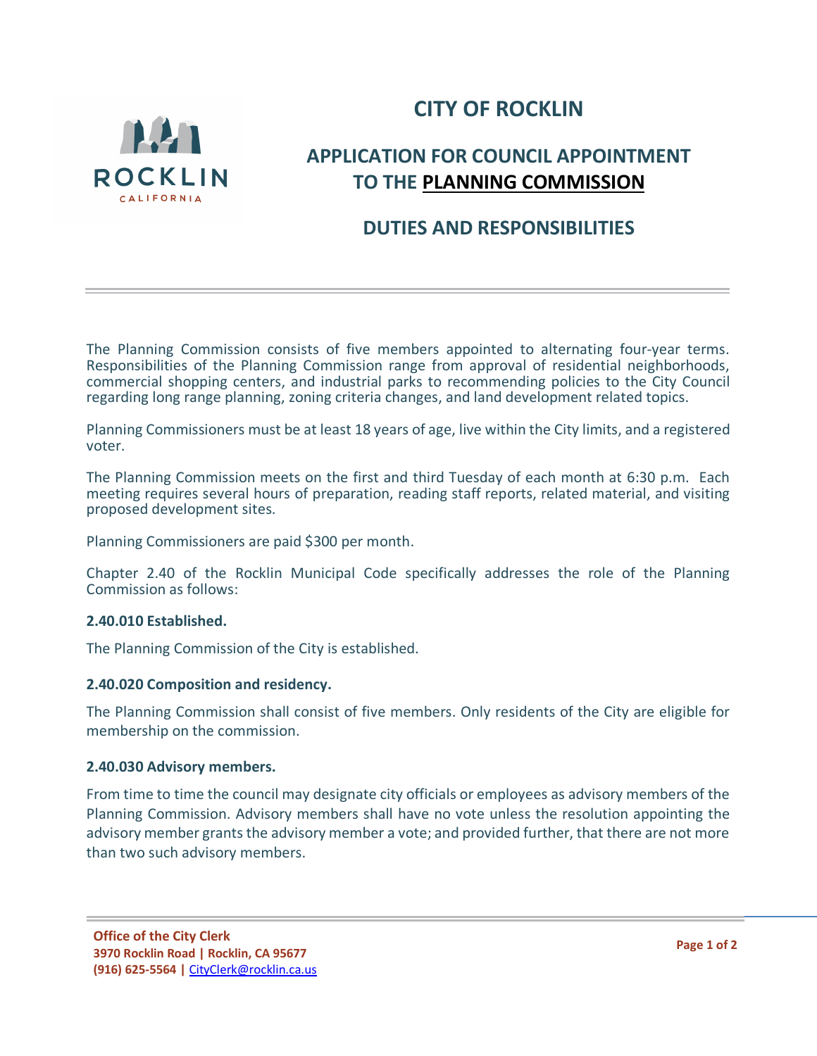# CITY OF ROCKLIN

## APPLICATION FOR COUNCIL APPOINTMENT TO THE **PLANNING COMMISSION**

## DUTIES AND RESPONSIBILITIES

---

The Planning Commission consists of five members appointed to alternating four-year terms. Responsibilities of the Planning Commission range from approval of residential neighborhoods, commercial shopping centers, and industrial parks to recommending policies to the City Council regarding long range planning, zoning criteria changes, and land development related topics.

Planning Commissioners must be at least 18 years of age, live within the City limits, and a registered voter.

The Planning Commission meets on the first and third Tuesday of each month at 6:30 p.m. Each meeting requires several hours of preparation, reading staff reports, related material, and visiting proposed development sites.

Planning Commissioners are paid $300 per month.

Chapter 2.40 of the Rocklin Municipal Code specifically addresses the role of the Planning Commission as follows:

**2.40.010 Established.**

The Planning Commission of the City is established.

**2.40.020 Composition and residency.**

The Planning Commission shall consist of five members. Only residents of the City are eligible for membership on the commission.

**2.40.030 Advisory members.**

From time to time the council may designate city officials or employees as advisory members of the Planning Commission. Advisory members shall have no vote unless the resolution appointing the advisory member grants the advisory member a vote; and provided further, that there are not more than two such advisory members.

---

**Office of the City Clerk**
**3970 Rocklin Road | Rocklin, CA 95677**
**(916) 625-5564 |** CityClerk@rocklin.ca.us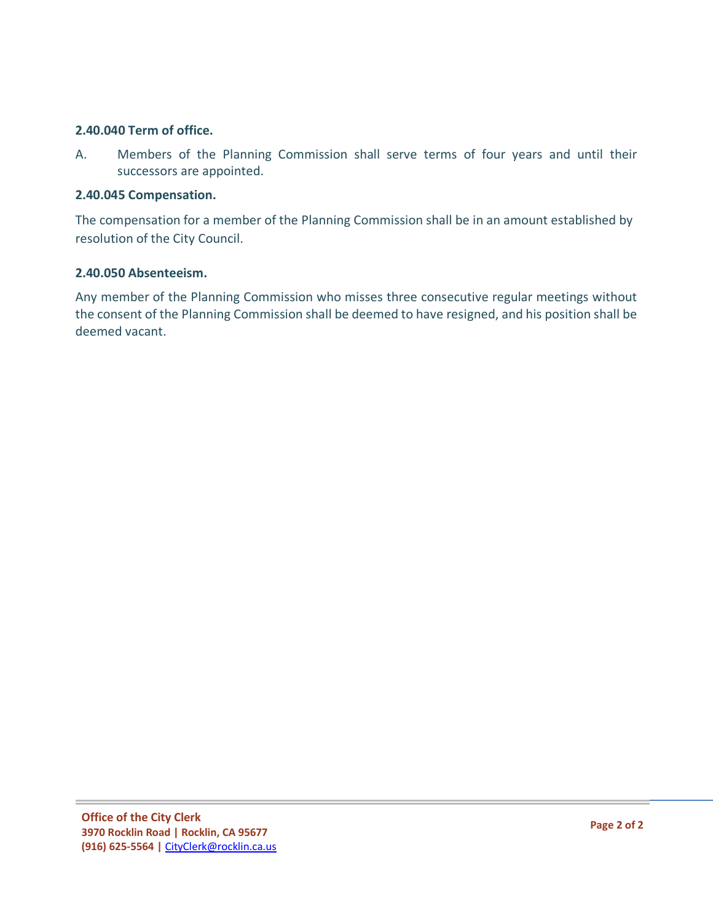**2.40.040 Term of office.**

A. Members of the Planning Commission shall serve terms of four years and until their successors are appointed.

**2.40.045 Compensation.**

The compensation for a member of the Planning Commission shall be in an amount established by resolution of the City Council.

**2.40.050 Absenteeism.**

Any member of the Planning Commission who misses three consecutive regular meetings without the consent of the Planning Commission shall be deemed to have resigned, and his position shall be deemed vacant.